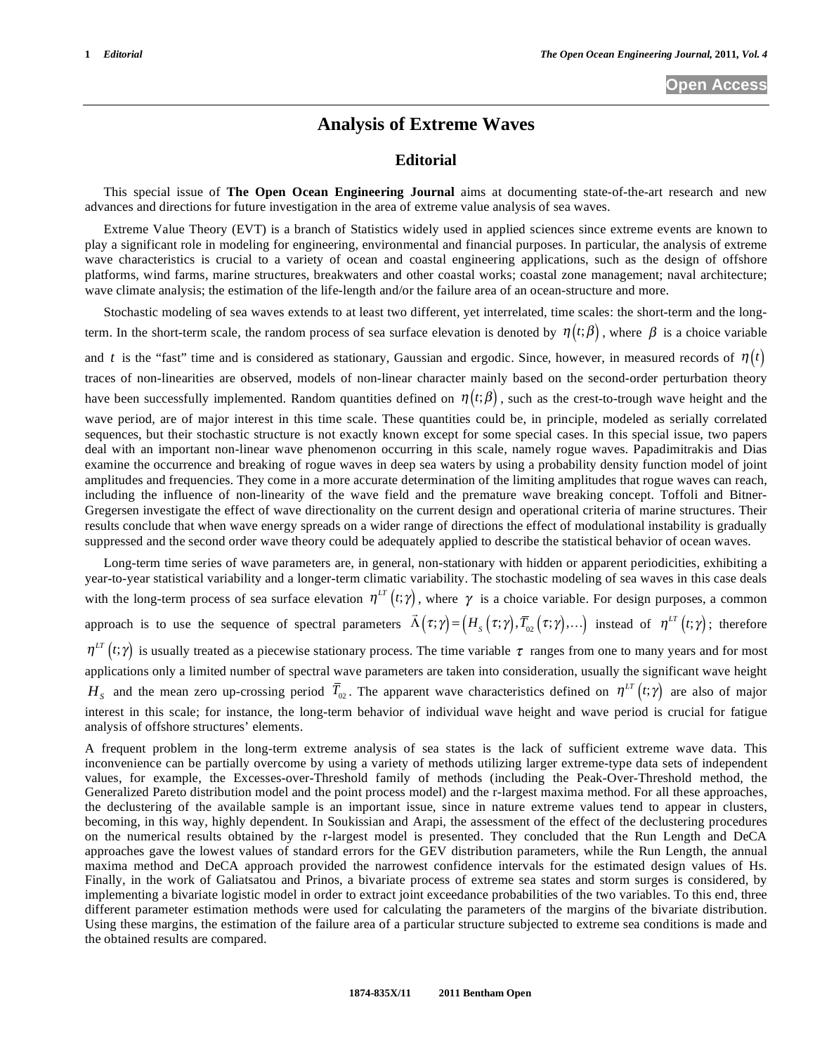# Analysis of Extreme Waves

## Editorial

This special issue of **The Open Ocean Engineering Journal** aims at documenting state-of-the-art research and new advances and directions for future investigation in the area of extreme value analysis of sea waves.

Extreme Value Theory (EVT) is a branch of Statistics widely used in applied sciences since extreme events are known to play a significant role in modeling for engineering, environmental and financial purposes. In particular, the analysis of extreme wave characteristics is crucial to a variety of ocean and coastal engineering applications, such as the design of offshore platforms, wind farms, marine structures, breakwaters and other coastal works; coastal zone management; naval architecture; wave climate analysis; the estimation of the life-length and/or the failure area of an ocean-structure and more.

Stochastic modeling of sea waves extends to at least two different, yet interrelated, time scales: the short-term and the long-term. In the short-term scale, the random process of sea surface elevation is denoted by $\eta(t;\beta)$, where $\beta$ is a choice variable and $t$ is the "fast" time and is considered as stationary, Gaussian and ergodic. Since, however, in measured records of $\eta(t)$ traces of non-linearities are observed, models of non-linear character mainly based on the second-order perturbation theory have been successfully implemented. Random quantities defined on $\eta(t;\beta)$, such as the crest-to-trough wave height and the wave period, are of major interest in this time scale. These quantities could be, in principle, modeled as serially correlated sequences, but their stochastic structure is not exactly known except for some special cases. In this special issue, two papers deal with an important non-linear wave phenomenon occurring in this scale, namely rogue waves. Papadimitrakis and Dias examine the occurrence and breaking of rogue waves in deep sea waters by using a probability density function model of joint amplitudes and frequencies. They come in a more accurate determination of the limiting amplitudes that rogue waves can reach, including the influence of non-linearity of the wave field and the premature wave breaking concept. Toffoli and Bitner-Gregersen investigate the effect of wave directionality on the current design and operational criteria of marine structures. Their results conclude that when wave energy spreads on a wider range of directions the effect of modulational instability is gradually suppressed and the second order wave theory could be adequately applied to describe the statistical behavior of ocean waves.

Long-term time series of wave parameters are, in general, non-stationary with hidden or apparent periodicities, exhibiting a year-to-year statistical variability and a longer-term climatic variability. The stochastic modeling of sea waves in this case deals with the long-term process of sea surface elevation $\eta^{LT}(t;\gamma)$, where $\gamma$ is a choice variable. For design purposes, a common approach is to use the sequence of spectral parameters $\vec{\Lambda}(\tau;\gamma)=\left(H_S(\tau;\gamma),\bar{T}_{02}(\tau;\gamma),\ldots\right)$ instead of $\eta^{LT}(t;\gamma)$; therefore $\eta^{LT}(t;\gamma)$ is usually treated as a piecewise stationary process. The time variable $\tau$ ranges from one to many years and for most applications only a limited number of spectral wave parameters are taken into consideration, usually the significant wave height $H_S$ and the mean zero up-crossing period $\bar{T}_{02}$. The apparent wave characteristics defined on $\eta^{LT}(t;\gamma)$ are also of major interest in this scale; for instance, the long-term behavior of individual wave height and wave period is crucial for fatigue analysis of offshore structures' elements.

A frequent problem in the long-term extreme analysis of sea states is the lack of sufficient extreme wave data. This inconvenience can be partially overcome by using a variety of methods utilizing larger extreme-type data sets of independent values, for example, the Excesses-over-Threshold family of methods (including the Peak-Over-Threshold method, the Generalized Pareto distribution model and the point process model) and the r-largest maxima method. For all these approaches, the declustering of the available sample is an important issue, since in nature extreme values tend to appear in clusters, becoming, in this way, highly dependent. In Soukissian and Arapi, the assessment of the effect of the declustering procedures on the numerical results obtained by the r-largest model is presented. They concluded that the Run Length and DeCA approaches gave the lowest values of standard errors for the GEV distribution parameters, while the Run Length, the annual maxima method and DeCA approach provided the narrowest confidence intervals for the estimated design values of Hs. Finally, in the work of Galiatsatou and Prinos, a bivariate process of extreme sea states and storm surges is considered, by implementing a bivariate logistic model in order to extract joint exceedance probabilities of the two variables. To this end, three different parameter estimation methods were used for calculating the parameters of the margins of the bivariate distribution. Using these margins, the estimation of the failure area of a particular structure subjected to extreme sea conditions is made and the obtained results are compared.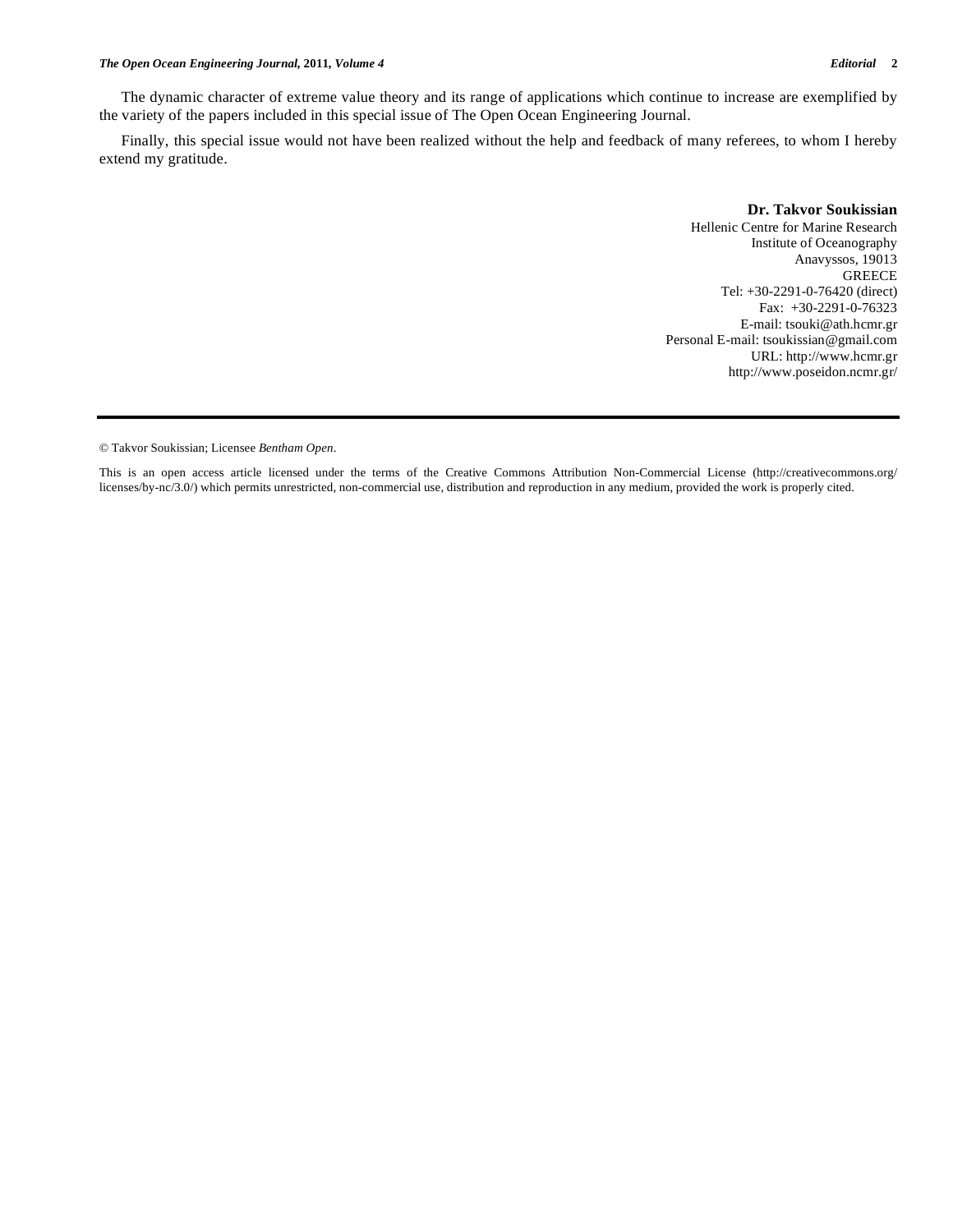The dynamic character of extreme value theory and its range of applications which continue to increase are exemplified by the variety of the papers included in this special issue of The Open Ocean Engineering Journal.

Finally, this special issue would not have been realized without the help and feedback of many referees, to whom I hereby extend my gratitude.

**Dr. Takvor Soukissian**
Hellenic Centre for Marine Research
Institute of Oceanography
Anavyssos, 19013
GREECE
Tel: +30-2291-0-76420 (direct)
Fax: +30-2291-0-76323
E-mail: tsouki@ath.hcmr.gr
Personal E-mail: tsoukissian@gmail.com
URL: http://www.hcmr.gr
http://www.poseidon.ncmr.gr/

---

© Takvor Soukissian; Licensee *Bentham Open*.

This is an open access article licensed under the terms of the Creative Commons Attribution Non-Commercial License (http://creativecommons.org/licenses/by-nc/3.0/) which permits unrestricted, non-commercial use, distribution and reproduction in any medium, provided the work is properly cited.